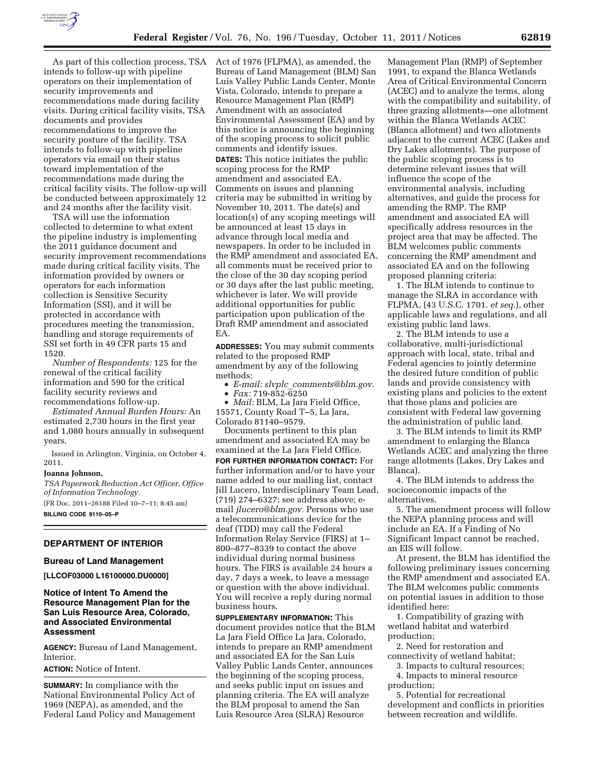As part of this collection process, TSA intends to follow-up with pipeline operators on their implementation of security improvements and recommendations made during facility visits. During critical facility visits, TSA documents and provides recommendations to improve the security posture of the facility. TSA intends to follow-up with pipeline operators via email on their status toward implementation of the recommendations made during the critical facility visits. The follow-up will be conducted between approximately 12 and 24 months after the facility visit.

TSA will use the information collected to determine to what extent the pipeline industry is implementing the 2011 guidance document and security improvement recommendations made during critical facility visits. The information provided by owners or operators for each information collection is Sensitive Security Information (SSI), and it will be protected in accordance with procedures meeting the transmission, handling and storage requirements of SSI set forth in 49 CFR parts 15 and 1520.

*Number of Respondents:* 125 for the renewal of the critical facility information and 590 for the critical facility security reviews and recommendations follow-up.

*Estimated Annual Burden Hours:* An estimated 2,730 hours in the first year and 1,080 hours annually in subsequent years.

Issued in Arlington, Virginia, on October 4, 2011.

**Joanna Johnson,**

*TSA Paperwork Reduction Act Officer, Office of Information Technology.*

[FR Doc. 2011–26188 Filed 10–7–11; 8:45 am]

**BILLING CODE 9110–05–P**

## DEPARTMENT OF INTERIOR

### Bureau of Land Management

**[LLCOF03000 L16100000.DU0000]**

### Notice of Intent To Amend the Resource Management Plan for the San Luis Resource Area, Colorado, and Associated Environmental Assessment

**AGENCY:** Bureau of Land Management, Interior.

**ACTION:** Notice of Intent.

**SUMMARY:** In compliance with the National Environmental Policy Act of 1969 (NEPA), as amended, and the Federal Land Policy and Management Act of 1976 (FLPMA), as amended, the Bureau of Land Management (BLM) San Luis Valley Public Lands Center, Monte Vista, Colorado, intends to prepare a Resource Management Plan (RMP) Amendment with an associated Environmental Assessment (EA) and by this notice is announcing the beginning of the scoping process to solicit public comments and identify issues.

**DATES:** This notice initiates the public scoping process for the RMP amendment and associated EA. Comments on issues and planning criteria may be submitted in writing by November 10, 2011. The date(s) and location(s) of any scoping meetings will be announced at least 15 days in advance through local media and newspapers. In order to be included in the RMP amendment and associated EA, all comments must be received prior to the close of the 30 day scoping period or 30 days after the last public meeting, whichever is later. We will provide additional opportunities for public participation upon publication of the Draft RMP amendment and associated EA.

**ADDRESSES:** You may submit comments related to the proposed RMP amendment by any of the following methods:

- *E-mail: slvplc_comments@blm.gov.*
- *Fax:* 719-852-6250
- *Mail:* BLM, La Jara Field Office, 15571, County Road T–5, La Jara, Colorado 81140–9579.

Documents pertinent to this plan amendment and associated EA may be examined at the La Jara Field Office.

**FOR FURTHER INFORMATION CONTACT:** For further information and/or to have your name added to our mailing list, contact Jill Lucero, Interdisciplinary Team Lead, (719) 274–6327; see address above; e-mail *jlucero@blm.gov.* Persons who use a telecommunications device for the deaf (TDD) may call the Federal Information Relay Service (FIRS) at 1–800–877–8339 to contact the above individual during normal business hours. The FIRS is available 24 hours a day, 7 days a week, to leave a message or question with the above individual. You will receive a reply during normal business hours.

**SUPPLEMENTARY INFORMATION:** This document provides notice that the BLM La Jara Field Office La Jara, Colorado, intends to prepare an RMP amendment and associated EA for the San Luis Valley Public Lands Center, announces the beginning of the scoping process, and seeks public input on issues and planning criteria. The EA will analyze the BLM proposal to amend the San Luis Resource Area (SLRA) Resource Management Plan (RMP) of September 1991, to expand the Blanca Wetlands Area of Critical Environmental Concern (ACEC) and to analyze the terms, along with the compatibility and suitability, of three grazing allotments—one allotment within the Blanca Wetlands ACEC (Blanca allotment) and two allotments adjacent to the current ACEC (Lakes and Dry Lakes allotments). The purpose of the public scoping process is to determine relevant issues that will influence the scope of the environmental analysis, including alternatives, and guide the process for amending the RMP. The RMP amendment and associated EA will specifically address resources in the project area that may be affected. The BLM welcomes public comments concerning the RMP amendment and associated EA and on the following proposed planning criteria:

1. The BLM intends to continue to manage the SLRA in accordance with FLPMA, (43 U.S.C. 1701. *et seq.*), other applicable laws and regulations, and all existing public land laws.

2. The BLM intends to use a collaborative, multi-jurisdictional approach with local, state, tribal and Federal agencies to jointly determine the desired future condition of public lands and provide consistency with existing plans and policies to the extent that those plans and policies are consistent with Federal law governing the administration of public land.

3. The BLM intends to limit its RMP amendment to enlarging the Blanca Wetlands ACEC and analyzing the three range allotments (Lakes, Dry Lakes and Blanca).

4. The BLM intends to address the socioeconomic impacts of the alternatives.

5. The amendment process will follow the NEPA planning process and will include an EA. If a Finding of No Significant Impact cannot be reached, an EIS will follow.

At present, the BLM has identified the following preliminary issues concerning the RMP amendment and associated EA. The BLM welcomes public comments on potential issues in addition to those identified here:

1. Compatibility of grazing with wetland habitat and waterbird production;

2. Need for restoration and connectivity of wetland habitat;

3. Impacts to cultural resources;

4. Impacts to mineral resource production;

5. Potential for recreational development and conflicts in priorities between recreation and wildlife.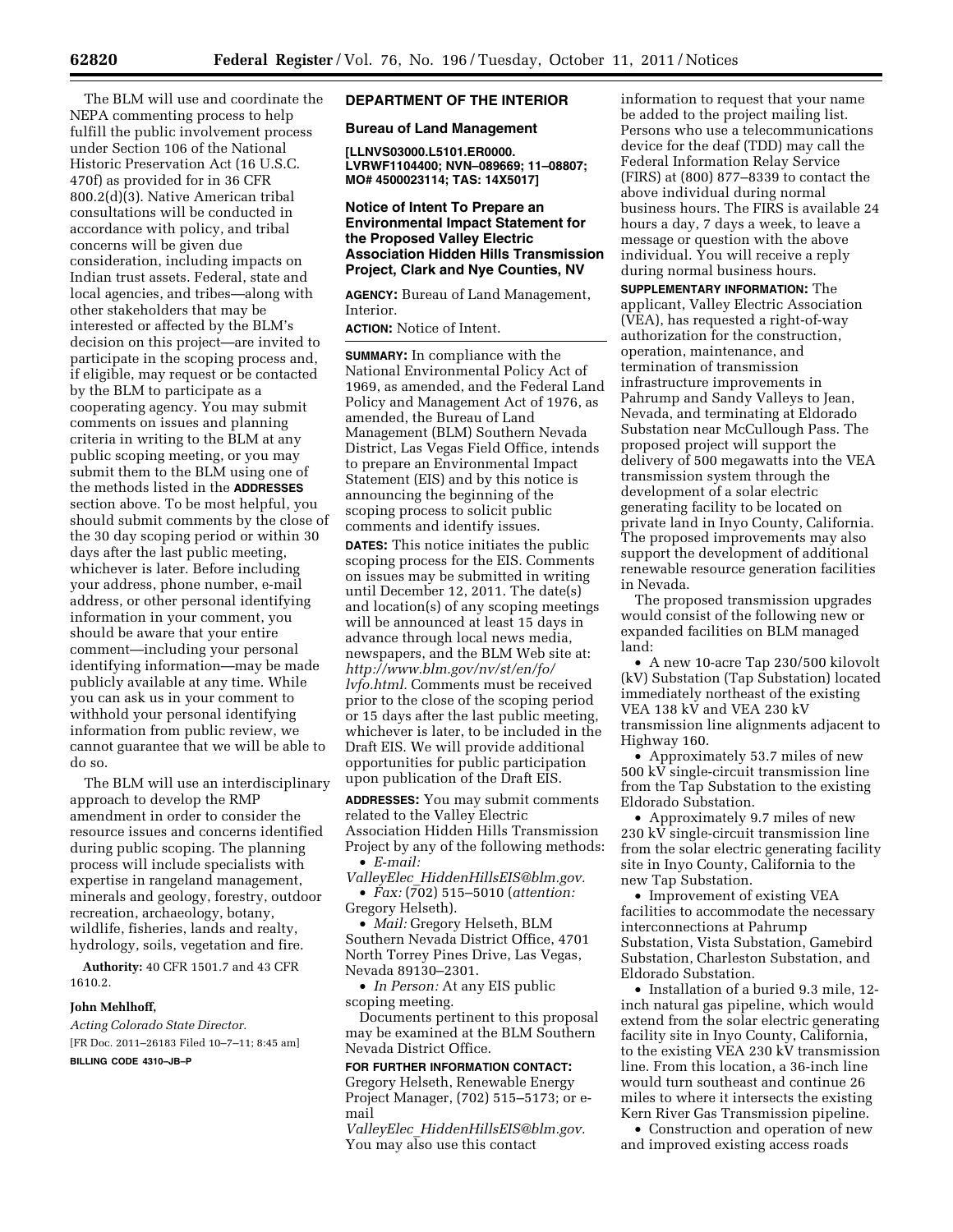The BLM will use and coordinate the NEPA commenting process to help fulfill the public involvement process under Section 106 of the National Historic Preservation Act (16 U.S.C. 470f) as provided for in 36 CFR 800.2(d)(3). Native American tribal consultations will be conducted in accordance with policy, and tribal concerns will be given due consideration, including impacts on Indian trust assets. Federal, state and local agencies, and tribes—along with other stakeholders that may be interested or affected by the BLM's decision on this project—are invited to participate in the scoping process and, if eligible, may request or be contacted by the BLM to participate as a cooperating agency. You may submit comments on issues and planning criteria in writing to the BLM at any public scoping meeting, or you may submit them to the BLM using one of the methods listed in the **ADDRESSES** section above. To be most helpful, you should submit comments by the close of the 30 day scoping period or within 30 days after the last public meeting, whichever is later. Before including your address, phone number, e-mail address, or other personal identifying information in your comment, you should be aware that your entire comment—including your personal identifying information—may be made publicly available at any time. While you can ask us in your comment to withhold your personal identifying information from public review, we cannot guarantee that we will be able to do so.

The BLM will use an interdisciplinary approach to develop the RMP amendment in order to consider the resource issues and concerns identified during public scoping. The planning process will include specialists with expertise in rangeland management, minerals and geology, forestry, outdoor recreation, archaeology, botany, wildlife, fisheries, lands and realty, hydrology, soils, vegetation and fire.

**Authority:** 40 CFR 1501.7 and 43 CFR 1610.2.

**John Mehlhoff,**

*Acting Colorado State Director.*

[FR Doc. 2011–26183 Filed 10–7–11; 8:45 am]

**BILLING CODE 4310–JB–P**

## DEPARTMENT OF THE INTERIOR

### Bureau of Land Management

**[LLNVS03000.L5101.ER0000. LVRWF1104400; NVN–089669; 11–08807; MO# 4500023114; TAS: 14X5017]**

### Notice of Intent To Prepare an Environmental Impact Statement for the Proposed Valley Electric Association Hidden Hills Transmission Project, Clark and Nye Counties, NV

**AGENCY:** Bureau of Land Management, Interior.

**ACTION:** Notice of Intent.

**SUMMARY:** In compliance with the National Environmental Policy Act of 1969, as amended, and the Federal Land Policy and Management Act of 1976, as amended, the Bureau of Land Management (BLM) Southern Nevada District, Las Vegas Field Office, intends to prepare an Environmental Impact Statement (EIS) and by this notice is announcing the beginning of the scoping process to solicit public comments and identify issues.

**DATES:** This notice initiates the public scoping process for the EIS. Comments on issues may be submitted in writing until December 12, 2011. The date(s) and location(s) of any scoping meetings will be announced at least 15 days in advance through local news media, newspapers, and the BLM Web site at: *http://www.blm.gov/nv/st/en/fo/lvfo.html.* Comments must be received prior to the close of the scoping period or 15 days after the last public meeting, whichever is later, to be included in the Draft EIS. We will provide additional opportunities for public participation upon publication of the Draft EIS.

**ADDRESSES:** You may submit comments related to the Valley Electric Association Hidden Hills Transmission Project by any of the following methods:

- *E-mail: ValleyElec_HiddenHillsEIS@blm.gov.*
- *Fax:* (702) 515–5010 (*attention:* Gregory Helseth).
- *Mail:* Gregory Helseth, BLM Southern Nevada District Office, 4701 North Torrey Pines Drive, Las Vegas, Nevada 89130–2301.
- *In Person:* At any EIS public scoping meeting.

Documents pertinent to this proposal may be examined at the BLM Southern Nevada District Office.

**FOR FURTHER INFORMATION CONTACT:** Gregory Helseth, Renewable Energy Project Manager, (702) 515–5173; or e-mail *ValleyElec_HiddenHillsEIS@blm.gov.* You may also use this contact information to request that your name be added to the project mailing list. Persons who use a telecommunications device for the deaf (TDD) may call the Federal Information Relay Service (FIRS) at (800) 877–8339 to contact the above individual during normal business hours. The FIRS is available 24 hours a day, 7 days a week, to leave a message or question with the above individual. You will receive a reply during normal business hours.

**SUPPLEMENTARY INFORMATION:** The applicant, Valley Electric Association (VEA), has requested a right-of-way authorization for the construction, operation, maintenance, and termination of transmission infrastructure improvements in Pahrump and Sandy Valleys to Jean, Nevada, and terminating at Eldorado Substation near McCullough Pass. The proposed project will support the delivery of 500 megawatts into the VEA transmission system through the development of a solar electric generating facility to be located on private land in Inyo County, California. The proposed improvements may also support the development of additional renewable resource generation facilities in Nevada.

The proposed transmission upgrades would consist of the following new or expanded facilities on BLM managed land:

- A new 10-acre Tap 230/500 kilovolt (kV) Substation (Tap Substation) located immediately northeast of the existing VEA 138 kV and VEA 230 kV transmission line alignments adjacent to Highway 160.
- Approximately 53.7 miles of new 500 kV single-circuit transmission line from the Tap Substation to the existing Eldorado Substation.
- Approximately 9.7 miles of new 230 kV single-circuit transmission line from the solar electric generating facility site in Inyo County, California to the new Tap Substation.
- Improvement of existing VEA facilities to accommodate the necessary interconnections at Pahrump Substation, Vista Substation, Gamebird Substation, Charleston Substation, and Eldorado Substation.
- Installation of a buried 9.3 mile, 12-inch natural gas pipeline, which would extend from the solar electric generating facility site in Inyo County, California, to the existing VEA 230 kV transmission line. From this location, a 36-inch line would turn southeast and continue 26 miles to where it intersects the existing Kern River Gas Transmission pipeline.
- Construction and operation of new and improved existing access roads